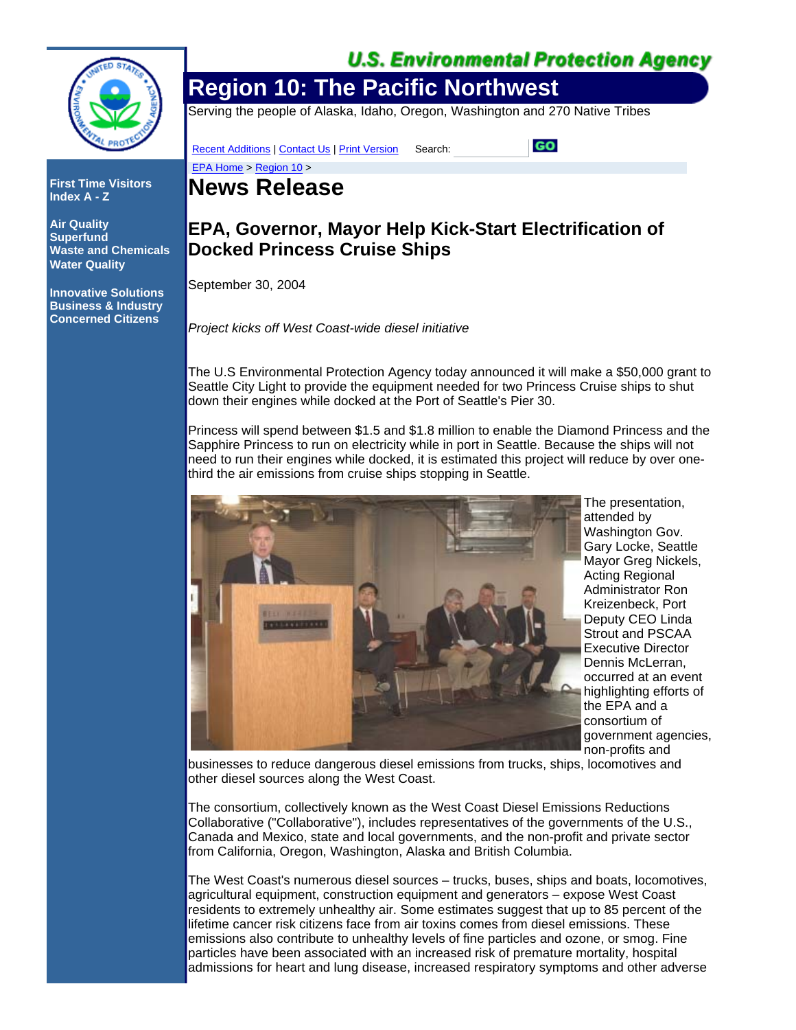U.S. Environmental Protection Agency

# Region 10: The Pacific Northwest

Serving the people of Alaska, Idaho, Oregon, Washington and 270 Native Tribes

Recent Additions | Contact Us | Print Version Search: GO

EPA Home > Region 10 >

First Time Visitors
Index A - Z

Air Quality
Superfund
Waste and Chemicals
Water Quality

Innovative Solutions
Business & Industry
Concerned Citizens

# News Release

## EPA, Governor, Mayor Help Kick-Start Electrification of Docked Princess Cruise Ships

September 30, 2004

*Project kicks off West Coast-wide diesel initiative*

The U.S Environmental Protection Agency today announced it will make a $50,000 grant to Seattle City Light to provide the equipment needed for two Princess Cruise ships to shut down their engines while docked at the Port of Seattle's Pier 30.

Princess will spend between $1.5 and $1.8 million to enable the Diamond Princess and the Sapphire Princess to run on electricity while in port in Seattle. Because the ships will not need to run their engines while docked, it is estimated this project will reduce by over one-third the air emissions from cruise ships stopping in Seattle.

The presentation, attended by Washington Gov. Gary Locke, Seattle Mayor Greg Nickels, Acting Regional Administrator Ron Kreizenbeck, Port Deputy CEO Linda Strout and PSCAA Executive Director Dennis McLerran, occurred at an event highlighting efforts of the EPA and a consortium of government agencies, non-profits and businesses to reduce dangerous diesel emissions from trucks, ships, locomotives and other diesel sources along the West Coast.

The consortium, collectively known as the West Coast Diesel Emissions Reductions Collaborative ("Collaborative"), includes representatives of the governments of the U.S., Canada and Mexico, state and local governments, and the non-profit and private sector from California, Oregon, Washington, Alaska and British Columbia.

The West Coast's numerous diesel sources – trucks, buses, ships and boats, locomotives, agricultural equipment, construction equipment and generators – expose West Coast residents to extremely unhealthy air. Some estimates suggest that up to 85 percent of the lifetime cancer risk citizens face from air toxins comes from diesel emissions. These emissions also contribute to unhealthy levels of fine particles and ozone, or smog. Fine particles have been associated with an increased risk of premature mortality, hospital admissions for heart and lung disease, increased respiratory symptoms and other adverse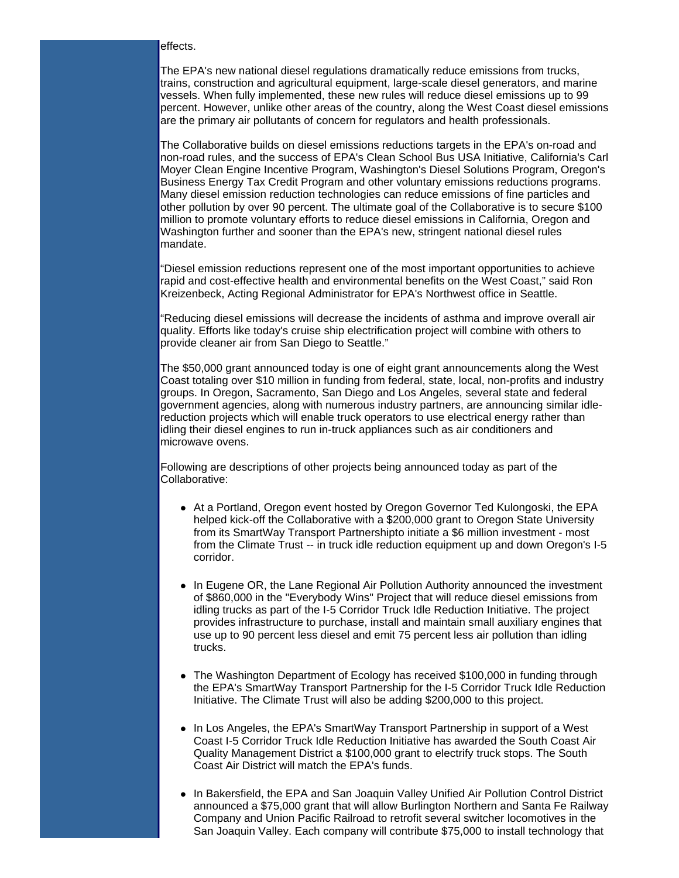effects.

The EPA's new national diesel regulations dramatically reduce emissions from trucks, trains, construction and agricultural equipment, large-scale diesel generators, and marine vessels. When fully implemented, these new rules will reduce diesel emissions up to 99 percent. However, unlike other areas of the country, along the West Coast diesel emissions are the primary air pollutants of concern for regulators and health professionals.

The Collaborative builds on diesel emissions reductions targets in the EPA's on-road and non-road rules, and the success of EPA's Clean School Bus USA Initiative, California's Carl Moyer Clean Engine Incentive Program, Washington's Diesel Solutions Program, Oregon's Business Energy Tax Credit Program and other voluntary emissions reductions programs. Many diesel emission reduction technologies can reduce emissions of fine particles and other pollution by over 90 percent. The ultimate goal of the Collaborative is to secure $100 million to promote voluntary efforts to reduce diesel emissions in California, Oregon and Washington further and sooner than the EPA's new, stringent national diesel rules mandate.

"Diesel emission reductions represent one of the most important opportunities to achieve rapid and cost-effective health and environmental benefits on the West Coast," said Ron Kreizenbeck, Acting Regional Administrator for EPA's Northwest office in Seattle.

"Reducing diesel emissions will decrease the incidents of asthma and improve overall air quality. Efforts like today's cruise ship electrification project will combine with others to provide cleaner air from San Diego to Seattle."

The $50,000 grant announced today is one of eight grant announcements along the West Coast totaling over $10 million in funding from federal, state, local, non-profits and industry groups. In Oregon, Sacramento, San Diego and Los Angeles, several state and federal government agencies, along with numerous industry partners, are announcing similar idle-reduction projects which will enable truck operators to use electrical energy rather than idling their diesel engines to run in-truck appliances such as air conditioners and microwave ovens.

Following are descriptions of other projects being announced today as part of the Collaborative:

- At a Portland, Oregon event hosted by Oregon Governor Ted Kulongoski, the EPA helped kick-off the Collaborative with a $200,000 grant to Oregon State University from its SmartWay Transport Partnershipto initiate a $6 million investment - most from the Climate Trust -- in truck idle reduction equipment up and down Oregon's I-5 corridor.
- In Eugene OR, the Lane Regional Air Pollution Authority announced the investment of $860,000 in the "Everybody Wins" Project that will reduce diesel emissions from idling trucks as part of the I-5 Corridor Truck Idle Reduction Initiative. The project provides infrastructure to purchase, install and maintain small auxiliary engines that use up to 90 percent less diesel and emit 75 percent less air pollution than idling trucks.
- The Washington Department of Ecology has received $100,000 in funding through the EPA's SmartWay Transport Partnership for the I-5 Corridor Truck Idle Reduction Initiative. The Climate Trust will also be adding $200,000 to this project.
- In Los Angeles, the EPA's SmartWay Transport Partnership in support of a West Coast I-5 Corridor Truck Idle Reduction Initiative has awarded the South Coast Air Quality Management District a $100,000 grant to electrify truck stops. The South Coast Air District will match the EPA's funds.
- In Bakersfield, the EPA and San Joaquin Valley Unified Air Pollution Control District announced a $75,000 grant that will allow Burlington Northern and Santa Fe Railway Company and Union Pacific Railroad to retrofit several switcher locomotives in the San Joaquin Valley. Each company will contribute $75,000 to install technology that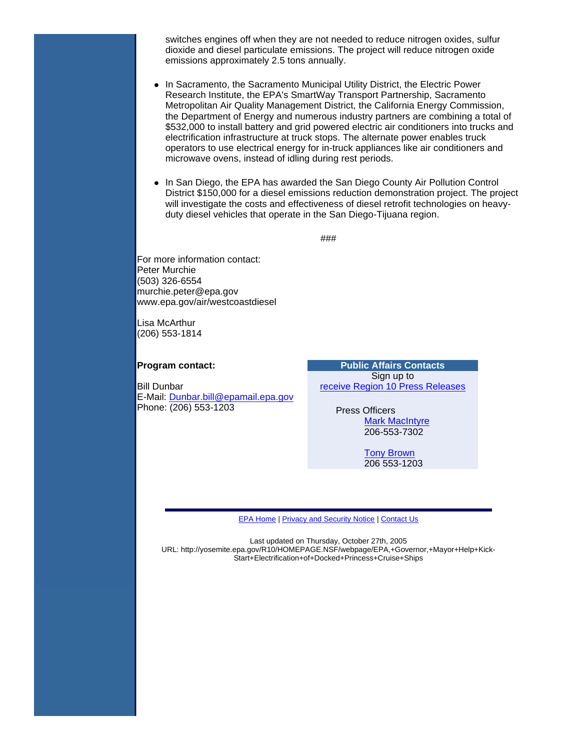switches engines off when they are not needed to reduce nitrogen oxides, sulfur dioxide and diesel particulate emissions. The project will reduce nitrogen oxide emissions approximately 2.5 tons annually.

- In Sacramento, the Sacramento Municipal Utility District, the Electric Power Research Institute, the EPA's SmartWay Transport Partnership, Sacramento Metropolitan Air Quality Management District, the California Energy Commission, the Department of Energy and numerous industry partners are combining a total of $532,000 to install battery and grid powered electric air conditioners into trucks and electrification infrastructure at truck stops. The alternate power enables truck operators to use electrical energy for in-truck appliances like air conditioners and microwave ovens, instead of idling during rest periods.
- In San Diego, the EPA has awarded the San Diego County Air Pollution Control District $150,000 for a diesel emissions reduction demonstration project. The project will investigate the costs and effectiveness of diesel retrofit technologies on heavy-duty diesel vehicles that operate in the San Diego-Tijuana region.

###

For more information contact:
Peter Murchie
(503) 326-6554
murchie.peter@epa.gov
www.epa.gov/air/westcoastdiesel

Lisa McArthur
(206) 553-1814

**Program contact:**

Bill Dunbar
E-Mail: Dunbar.bill@epamail.epa.gov
Phone: (206) 553-1203

**Public Affairs Contacts**

Sign up to receive Region 10 Press Releases

Press Officers
Mark MacIntyre
206-553-7302

Tony Brown
206 553-1203

EPA Home | Privacy and Security Notice | Contact Us

Last updated on Thursday, October 27th, 2005
URL: http://yosemite.epa.gov/R10/HOMEPAGE.NSF/webpage/EPA,+Governor,+Mayor+Help+Kick-Start+Electrification+of+Docked+Princess+Cruise+Ships